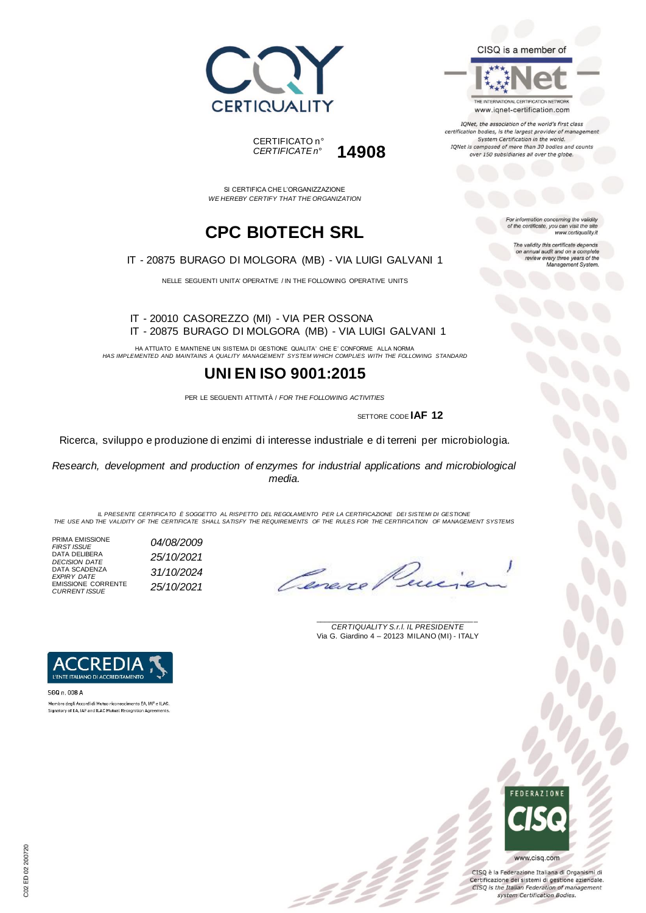CERTIQUALITY

CISQ is a member of

IQNet

THE INTERNATIONAL CERTIFICATION NETWORK

www.iqnet-certification.com

*IQNet, the association of the world's first class certification bodies, is the largest provider of management System Certification in the world. IQNet is composed of more than 30 bodies and counts over 150 subsidiaries all over the globe.*

CERTIFICATO n°
*CERTIFICATE n°* **14908**

SI CERTIFICA CHE L'ORGANIZZAZIONE
*WE HEREBY CERTIFY THAT THE ORGANIZATION*

# CPC BIOTECH SRL

IT - 20875 BURAGO DI MOLGORA (MB) - VIA LUIGI GALVANI 1

NELLE SEGUENTI UNITA' OPERATIVE / IN THE FOLLOWING OPERATIVE UNITS

IT - 20010 CASOREZZO (MI) - VIA PER OSSONA
IT - 20875 BURAGO DI MOLGORA (MB) - VIA LUIGI GALVANI 1

HA ATTUATO E MANTIENE UN SISTEMA DI GESTIONE QUALITA' CHE E' CONFORME ALLA NORMA
*HAS IMPLEMENTED AND MAINTAINS A QUALITY MANAGEMENT SYSTEM WHICH COMPLIES WITH THE FOLLOWING STANDARD*

# UNI EN ISO 9001:2015

PER LE SEGUENTI ATTIVITÀ / *FOR THE FOLLOWING ACTIVITIES*

SETTORE CODE **IAF 12**

Ricerca, sviluppo e produzione di enzimi di interesse industriale e di terreni per microbiologia.

*Research, development and production of enzymes for industrial applications and microbiological media.*

*IL PRESENTE CERTIFICATO È SOGGETTO AL RISPETTO DEL REGOLAMENTO PER LA CERTIFICAZIONE DEI SISTEMI DI GESTIONE*
*THE USE AND THE VALIDITY OF THE CERTIFICATE SHALL SATISFY THE REQUIREMENTS OF THE RULES FOR THE CERTIFICATION OF MANAGEMENT SYSTEMS*

| | |
|---|---|
| PRIMA EMISSIONE *FIRST ISSUE* | *04/08/2009* |
| DATA DELIBERA *DECISION DATE* | *25/10/2021* |
| DATA SCADENZA *EXPIRY DATE* | *31/10/2024* |
| EMISSIONE CORRENTE *CURRENT ISSUE* | *25/10/2021* |

*CERTIQUALITY S.r.l. IL PRESIDENTE*
Via G. Giardino 4 – 20123 MILANO (MI) - ITALY

*For information concerning the validity of the certificate, you can visit the site www.certiquality.it*

*The validity this certificate depends on annual audit and on a complete review every three years of the Management System.*

ACCREDIA
L'ENTE ITALIANO DI ACCREDITAMENTO

SGQ n. 008 A

Membro degli Accordi di Mutuo riconoscimento EA, IAF e ILAC.
Signatory of EA, IAF and ILAC Mutual Recognition Agreements.

FEDERAZIONE CISQ

www.cisq.com

CISQ è la Federazione Italiana di Organismi di Certificazione dei sistemi di gestione aziendale.
*CISQ is the Italian Federation of management system Certification Bodies.*

C02 ED 02 200720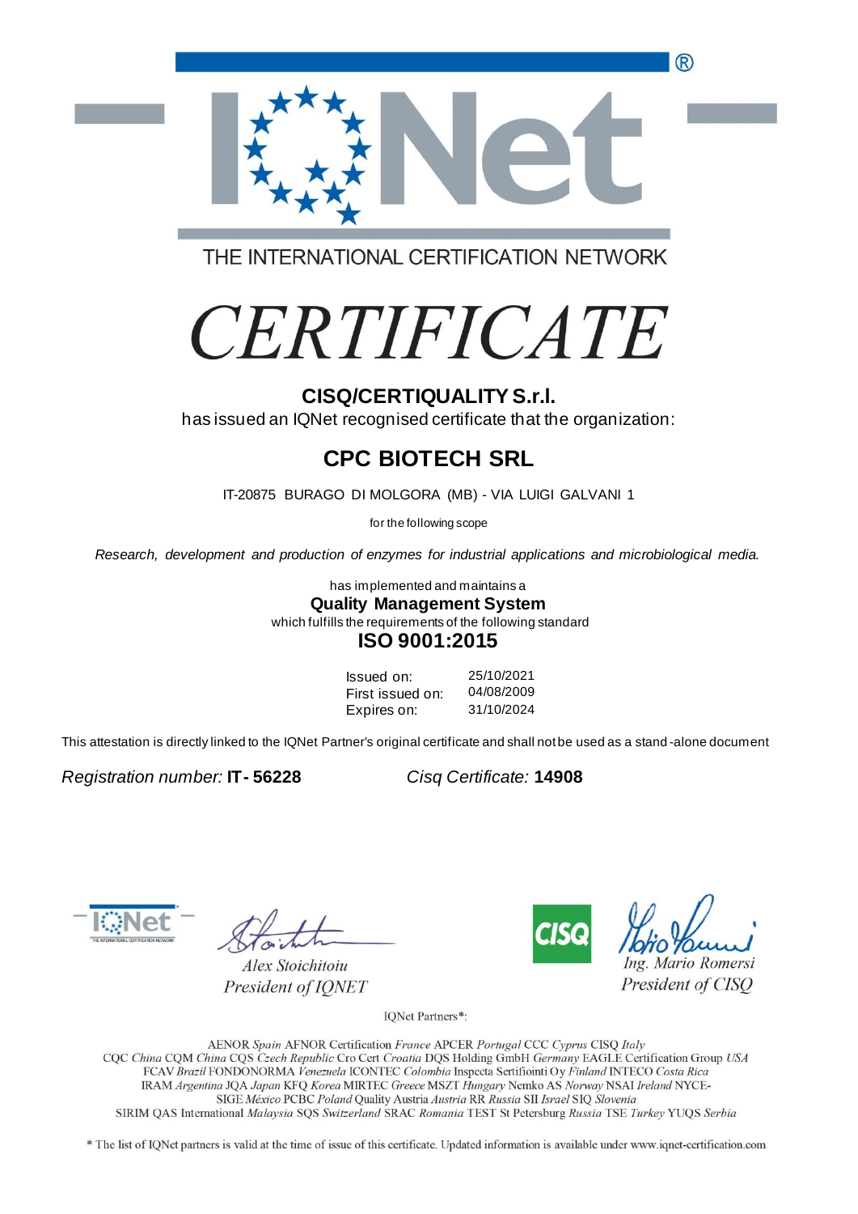IQNet®

THE INTERNATIONAL CERTIFICATION NETWORK

# CERTIFICATE

## CISQ/CERTIQUALITY S.r.l.

has issued an IQNet recognised certificate that the organization:

## CPC BIOTECH SRL

IT-20875 BURAGO DI MOLGORA (MB) - VIA LUIGI GALVANI 1

for the following scope

*Research, development and production of enzymes for industrial applications and microbiological media.*

has implemented and maintains a

**Quality Management System**

which fulfills the requirements of the following standard

**ISO 9001:2015**

| | |
|---|---|
| Issued on: | 25/10/2021 |
| First issued on: | 04/08/2009 |
| Expires on: | 31/10/2024 |

This attestation is directly linked to the IQNet Partner's original certificate and shall not be used as a stand-alone document

*Registration number:* **IT - 56228** *Cisq Certificate:* **14908**

*Alex Stoichitoiu*
*President of IQNET*

CISQ

*Ing. Mario Romersi*
*President of CISQ*

IQNet Partners*:

AENOR *Spain* AFNOR Certification *France* APCER *Portugal* CCC *Cyprus* CISQ *Italy*
CQC *China* CQM *China* CQS *Czech Republic* Cro Cert *Croatia* DQS Holding GmbH *Germany* EAGLE Certification Group *USA*
FCAV *Brazil* FONDONORMA *Venezuela* ICONTEC *Colombia* Inspecta Sertifiointi Oy *Finland* INTECO *Costa Rica*
IRAM *Argentina* JQA *Japan* KFQ *Korea* MIRTEC *Greece* MSZT *Hungary* Nemko AS *Norway* NSAI *Ireland* NYCE-SIGE *México* PCBC *Poland* Quality Austria *Austria* RR *Russia* SII *Israel* SIQ *Slovenia*
SIRIM QAS International *Malaysia* SQS *Switzerland* SRAC *Romania* TEST St Petersburg *Russia* TSE *Turkey* YUQS *Serbia*

\* The list of IQNet partners is valid at the time of issue of this certificate. Updated information is available under www.iqnet-certification.com